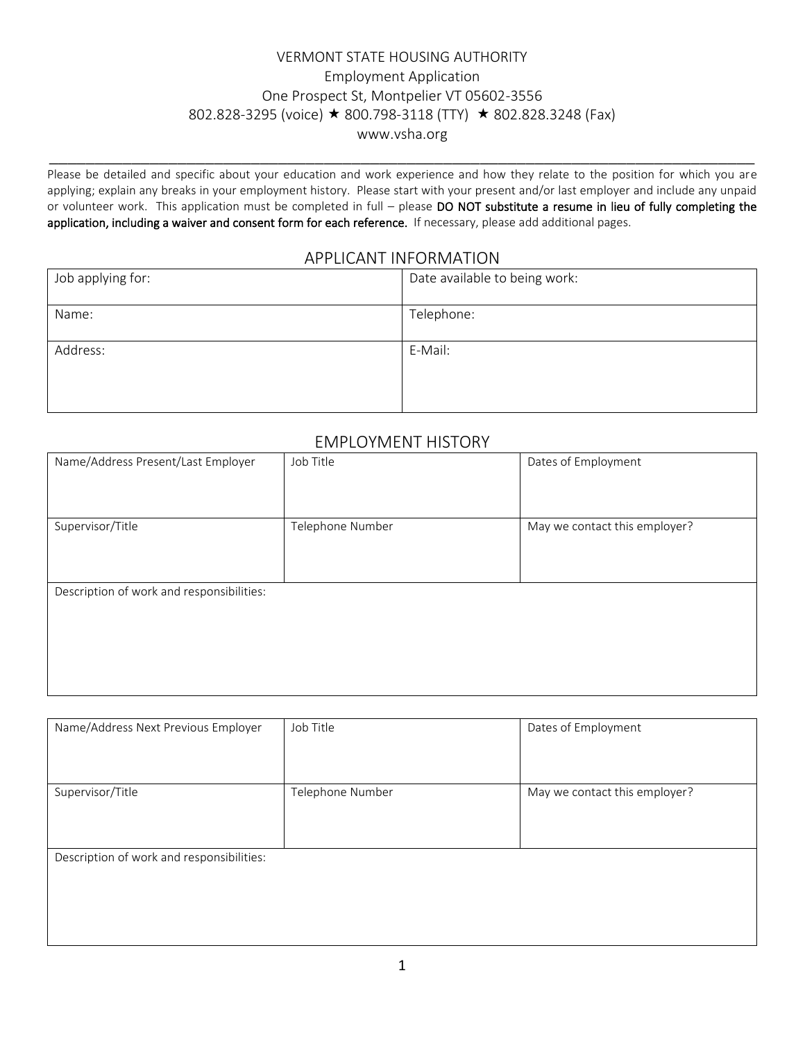VERMONT STATE HOUSING AUTHORITY
Employment Application
One Prospect St, Montpelier VT 05602-3556
802.828-3295 (voice) ★ 800.798-3118 (TTY) ★ 802.828.3248 (Fax)
www.vsha.org

---

Please be detailed and specific about your education and work experience and how they relate to the position for which you are applying; explain any breaks in your employment history. Please start with your present and/or last employer and include any unpaid or volunteer work. This application must be completed in full – please **DO NOT substitute a resume in lieu of fully completing the application, including a waiver and consent form for each reference.** If necessary, please add additional pages.

## APPLICANT INFORMATION

| Job applying for: | Date available to being work: |
|---|---|
| Name: | Telephone: |
| Address: | E-Mail: |

## EMPLOYMENT HISTORY

| Name/Address Present/Last Employer | Job Title | Dates of Employment |
|---|---|---|
| Supervisor/Title | Telephone Number | May we contact this employer? |
| Description of work and responsibilities: | | |

| Name/Address Next Previous Employer | Job Title | Dates of Employment |
|---|---|---|
| Supervisor/Title | Telephone Number | May we contact this employer? |
| Description of work and responsibilities: | | |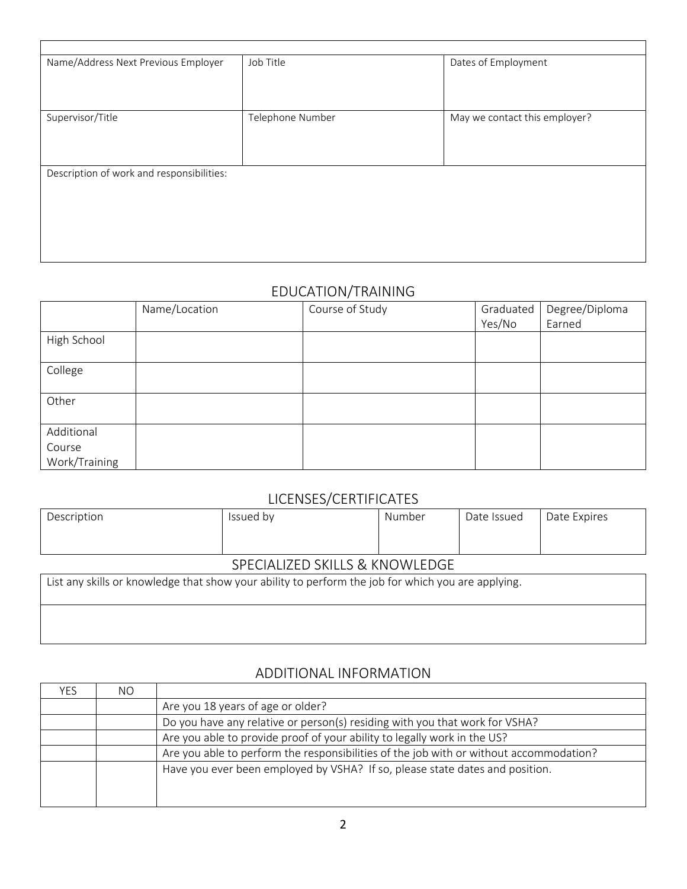| | | |
|---|---|---|
| Name/Address Next Previous Employer | Job Title | Dates of Employment |
| Supervisor/Title | Telephone Number | May we contact this employer? |
| Description of work and responsibilities: | | |

## EDUCATION/TRAINING

| | Name/Location | Course of Study | Graduated Yes/No | Degree/Diploma Earned |
|---|---|---|---|---|
| High School | | | | |
| College | | | | |
| Other | | | | |
| Additional Course Work/Training | | | | |

## LICENSES/CERTIFICATES

| Description | Issued by | Number | Date Issued | Date Expires |
|---|---|---|---|---|
| | | | | |

## SPECIALIZED SKILLS & KNOWLEDGE

| List any skills or knowledge that show your ability to perform the job for which you are applying. |
|---|
| |

## ADDITIONAL INFORMATION

| YES | NO | |
|---|---|---|
| | | Are you 18 years of age or older? |
| | | Do you have any relative or person(s) residing with you that work for VSHA? |
| | | Are you able to provide proof of your ability to legally work in the US? |
| | | Are you able to perform the responsibilities of the job with or without accommodation? |
| | | Have you ever been employed by VSHA? If so, please state dates and position. |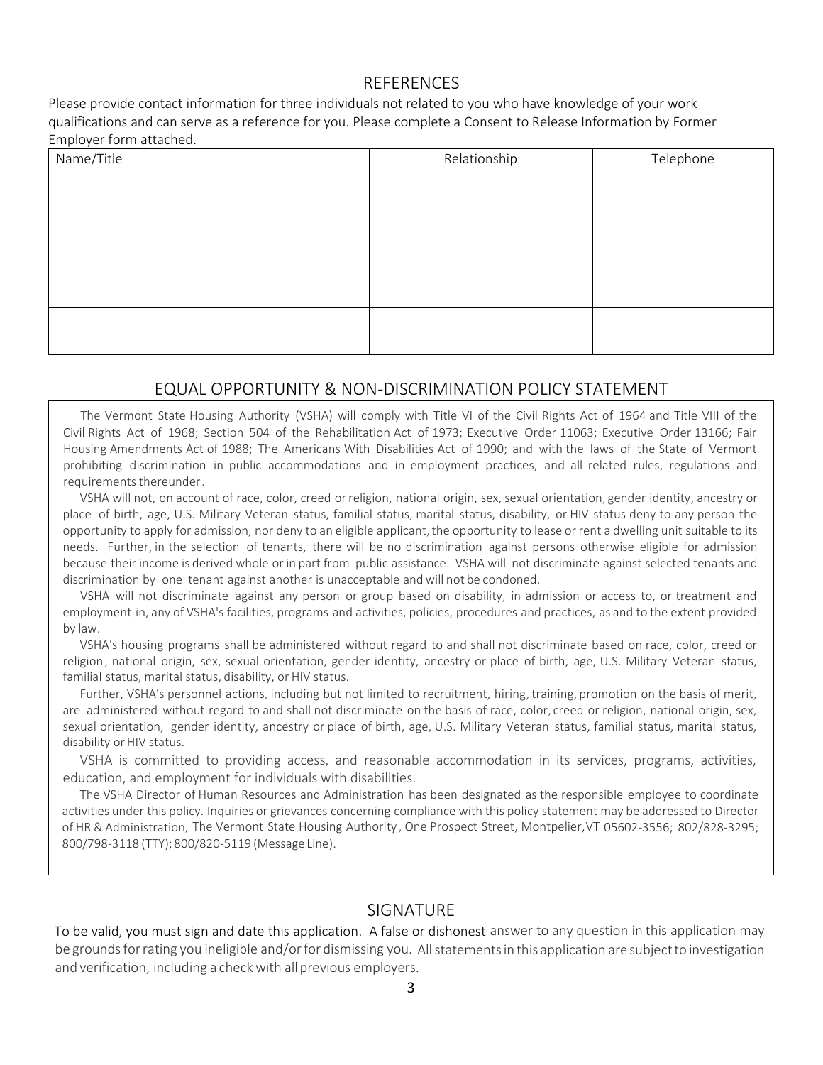## REFERENCES

Please provide contact information for three individuals not related to you who have knowledge of your work qualifications and can serve as a reference for you. Please complete a Consent to Release Information by Former Employer form attached.

| Name/Title | Relationship | Telephone |
|---|---|---|
| | | |
| | | |
| | | |
| | | |

## EQUAL OPPORTUNITY & NON-DISCRIMINATION POLICY STATEMENT

The Vermont State Housing Authority (VSHA) will comply with Title VI of the Civil Rights Act of 1964 and Title VIII of the Civil Rights Act of 1968; Section 504 of the Rehabilitation Act of 1973; Executive Order 11063; Executive Order 13166; Fair Housing Amendments Act of 1988; The Americans With Disabilities Act of 1990; and with the laws of the State of Vermont prohibiting discrimination in public accommodations and in employment practices, and all related rules, regulations and requirements thereunder.

VSHA will not, on account of race, color, creed or religion, national origin, sex, sexual orientation, gender identity, ancestry or place of birth, age, U.S. Military Veteran status, familial status, marital status, disability, or HIV status deny to any person the opportunity to apply for admission, nor deny to an eligible applicant, the opportunity to lease or rent a dwelling unit suitable to its needs. Further, in the selection of tenants, there will be no discrimination against persons otherwise eligible for admission because their income is derived whole or in part from public assistance. VSHA will not discriminate against selected tenants and discrimination by one tenant against another is unacceptable and will not be condoned.

VSHA will not discriminate against any person or group based on disability, in admission or access to, or treatment and employment in, any of VSHA's facilities, programs and activities, policies, procedures and practices, as and to the extent provided by law.

VSHA's housing programs shall be administered without regard to and shall not discriminate based on race, color, creed or religion, national origin, sex, sexual orientation, gender identity, ancestry or place of birth, age, U.S. Military Veteran status, familial status, marital status, disability, or HIV status.

Further, VSHA's personnel actions, including but not limited to recruitment, hiring, training, promotion on the basis of merit, are administered without regard to and shall not discriminate on the basis of race, color, creed or religion, national origin, sex, sexual orientation, gender identity, ancestry or place of birth, age, U.S. Military Veteran status, familial status, marital status, disability or HIV status.

VSHA is committed to providing access, and reasonable accommodation in its services, programs, activities, education, and employment for individuals with disabilities.

The VSHA Director of Human Resources and Administration has been designated as the responsible employee to coordinate activities under this policy. Inquiries or grievances concerning compliance with this policy statement may be addressed to Director of HR & Administration, The Vermont State Housing Authority, One Prospect Street, Montpelier, VT 05602-3556; 802/828-3295; 800/798-3118 (TTY); 800/820-5119 (Message Line).

## SIGNATURE

To be valid, you must sign and date this application. A false or dishonest answer to any question in this application may be grounds for rating you ineligible and/or for dismissing you. All statements in this application are subject to investigation and verification, including a check with all previous employers.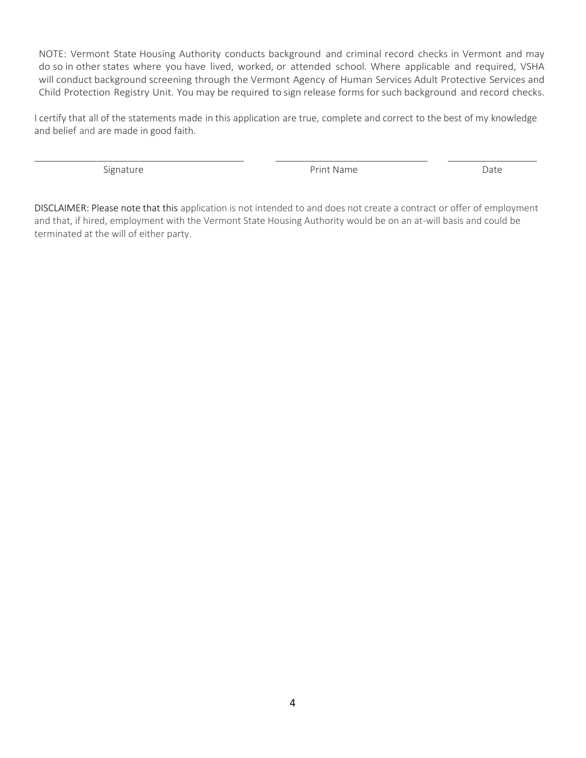NOTE: Vermont State Housing Authority conducts background and criminal record checks in Vermont and may do so in other states where you have lived, worked, or attended school. Where applicable and required, VSHA will conduct background screening through the Vermont Agency of Human Services Adult Protective Services and Child Protection Registry Unit. You may be required to sign release forms for such background and record checks.

I certify that all of the statements made in this application are true, complete and correct to the best of my knowledge and belief and are made in good faith.

| \_\_\_\_\_\_\_\_\_\_\_\_\_\_\_\_\_\_\_\_\_\_\_\_\_\_\_\_\_\_\_\_\_\_\_\_\_\_\_\_ | \_\_\_\_\_\_\_\_\_\_\_\_\_\_\_\_\_\_\_\_\_\_\_\_\_\_\_\_\_\_ | \_\_\_\_\_\_\_\_\_\_\_\_\_\_\_\_\_ |
|---|---|---|
| Signature | Print Name | Date |

DISCLAIMER: Please note that this application is not intended to and does not create a contract or offer of employment and that, if hired, employment with the Vermont State Housing Authority would be on an at-will basis and could be terminated at the will of either party.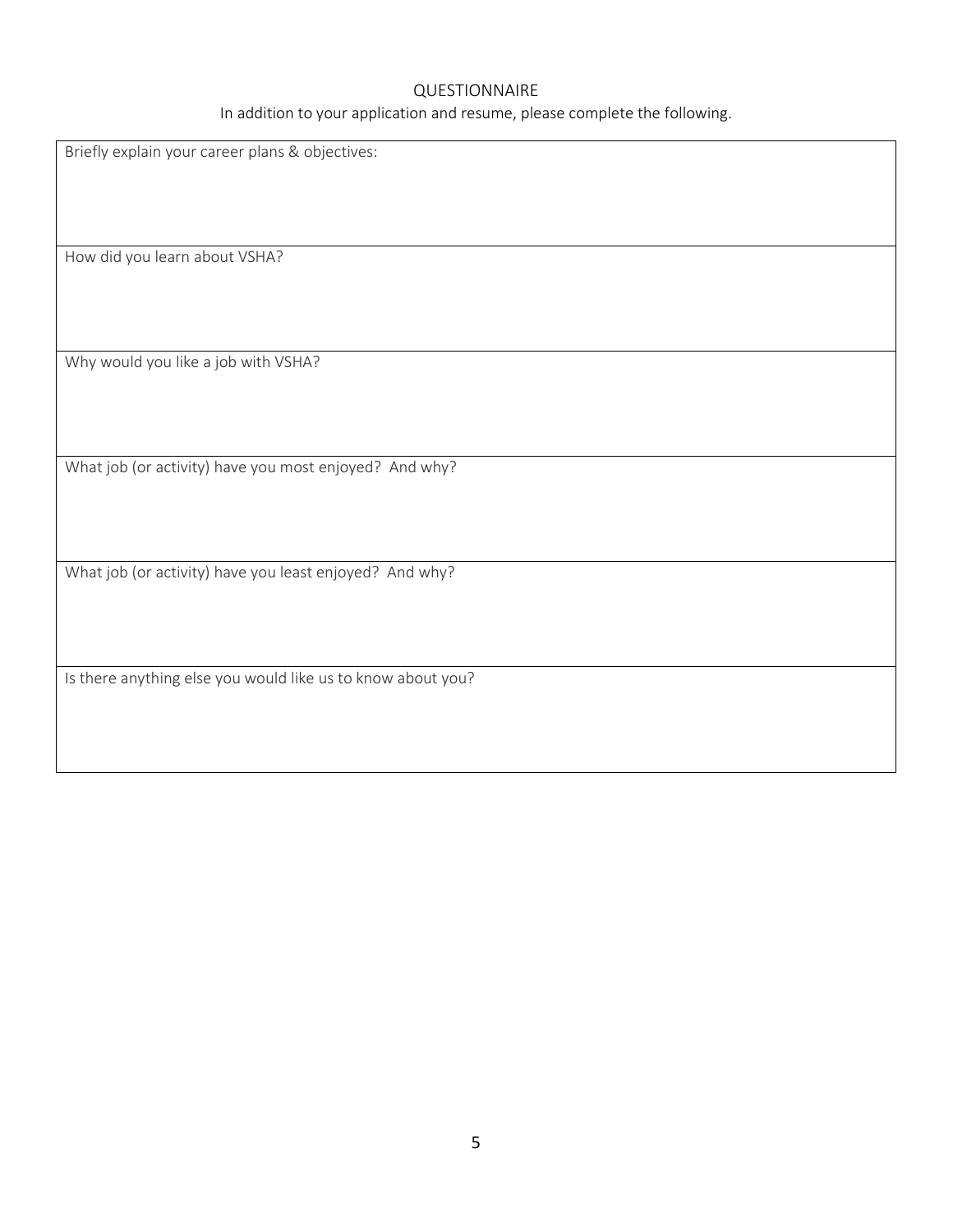# QUESTIONNAIRE

In addition to your application and resume, please complete the following.

| Briefly explain your career plans & objectives: |
| --- |
| How did you learn about VSHA? |
| Why would you like a job with VSHA? |
| What job (or activity) have you most enjoyed? And why? |
| What job (or activity) have you least enjoyed? And why? |
| Is there anything else you would like us to know about you? |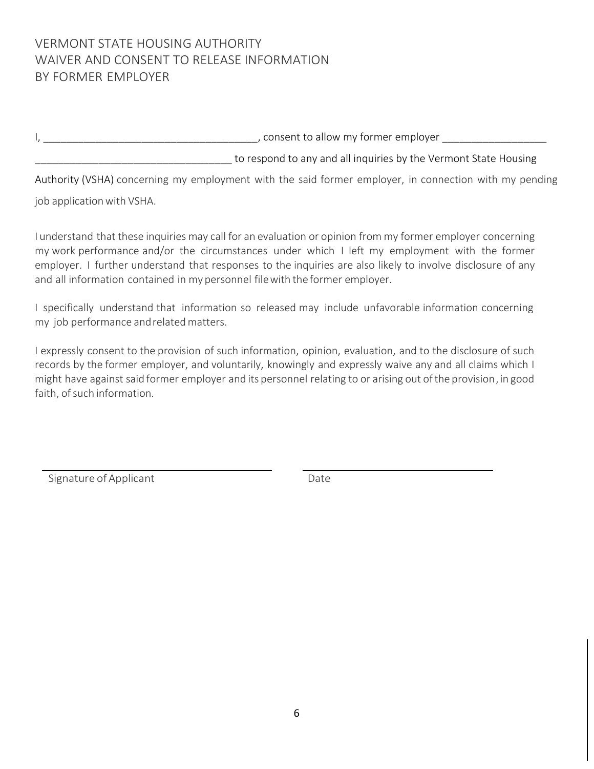# VERMONT STATE HOUSING AUTHORITY
# WAIVER AND CONSENT TO RELEASE INFORMATION
# BY FORMER EMPLOYER

I, _____________________________________, consent to allow my former employer __________________ __________________________________ to respond to any and all inquiries by the Vermont State Housing Authority (VSHA) concerning my employment with the said former employer, in connection with my pending job application with VSHA.

I understand that these inquiries may call for an evaluation or opinion from my former employer concerning my work performance and/or the circumstances under which I left my employment with the former employer. I further understand that responses to the inquiries are also likely to involve disclosure of any and all information contained in my personnel file with the former employer.

I specifically understand that information so released may include unfavorable information concerning my job performance and related matters.

I expressly consent to the provision of such information, opinion, evaluation, and to the disclosure of such records by the former employer, and voluntarily, knowingly and expressly waive any and all claims which I might have against said former employer and its personnel relating to or arising out of the provision, in good faith, of such information.

_________________________________ &nbsp;&nbsp;&nbsp;&nbsp; _________________________________

Signature of Applicant &nbsp;&nbsp;&nbsp;&nbsp; Date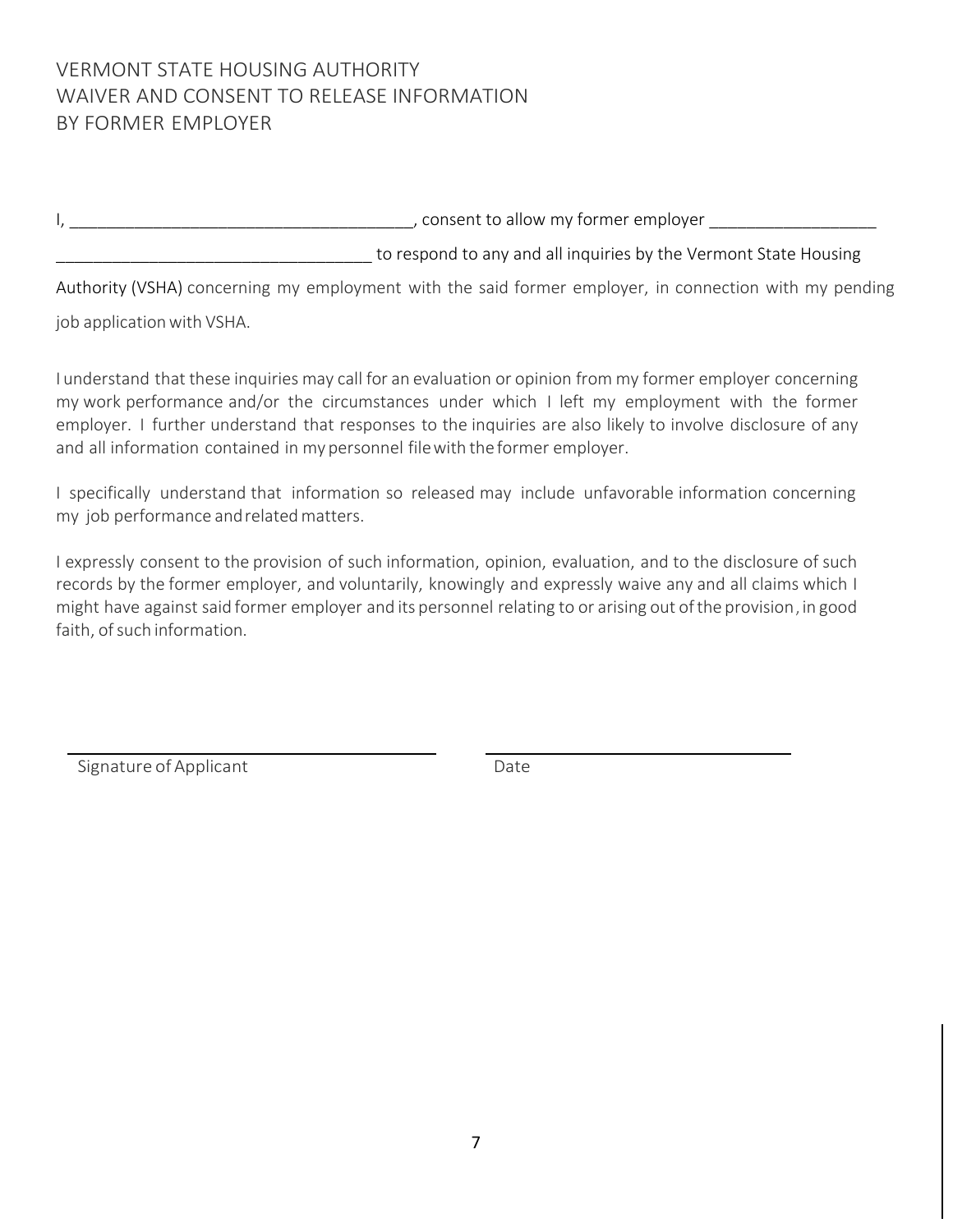# VERMONT STATE HOUSING AUTHORITY
# WAIVER AND CONSENT TO RELEASE INFORMATION
# BY FORMER EMPLOYER

I, _____________________________________, consent to allow my former employer __________________ __________________________________ to respond to any and all inquiries by the Vermont State Housing Authority (VSHA) concerning my employment with the said former employer, in connection with my pending job application with VSHA.

I understand that these inquiries may call for an evaluation or opinion from my former employer concerning my work performance and/or the circumstances under which I left my employment with the former employer. I further understand that responses to the inquiries are also likely to involve disclosure of any and all information contained in my personnel file with the former employer.

I specifically understand that information so released may include unfavorable information concerning my job performance and related matters.

I expressly consent to the provision of such information, opinion, evaluation, and to the disclosure of such records by the former employer, and voluntarily, knowingly and expressly waive any and all claims which I might have against said former employer and its personnel relating to or arising out of the provision, in good faith, of such information.

_________________________________ _________________________________

Signature of Applicant Date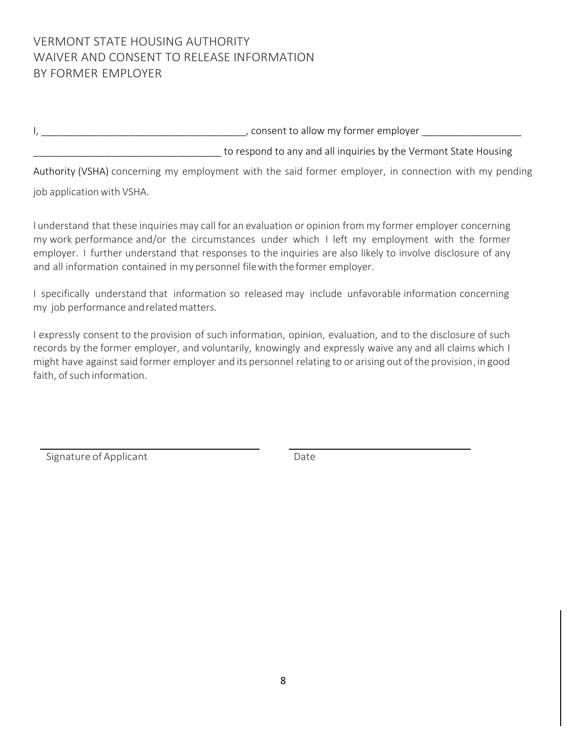# VERMONT STATE HOUSING AUTHORITY
# WAIVER AND CONSENT TO RELEASE INFORMATION
# BY FORMER EMPLOYER

I, ____________________________________, consent to allow my former employer __________________ __________________________________ to respond to any and all inquiries by the Vermont State Housing Authority (VSHA) concerning my employment with the said former employer, in connection with my pending job application with VSHA.

I understand that these inquiries may call for an evaluation or opinion from my former employer concerning my work performance and/or the circumstances under which I left my employment with the former employer. I further understand that responses to the inquiries are also likely to involve disclosure of any and all information contained in my personnel file with the former employer.

I specifically understand that information so released may include unfavorable information concerning my job performance and related matters.

I expressly consent to the provision of such information, opinion, evaluation, and to the disclosure of such records by the former employer, and voluntarily, knowingly and expressly waive any and all claims which I might have against said former employer and its personnel relating to or arising out of the provision, in good faith, of such information.

____________________________________ ____________________________________

Signature of Applicant Date